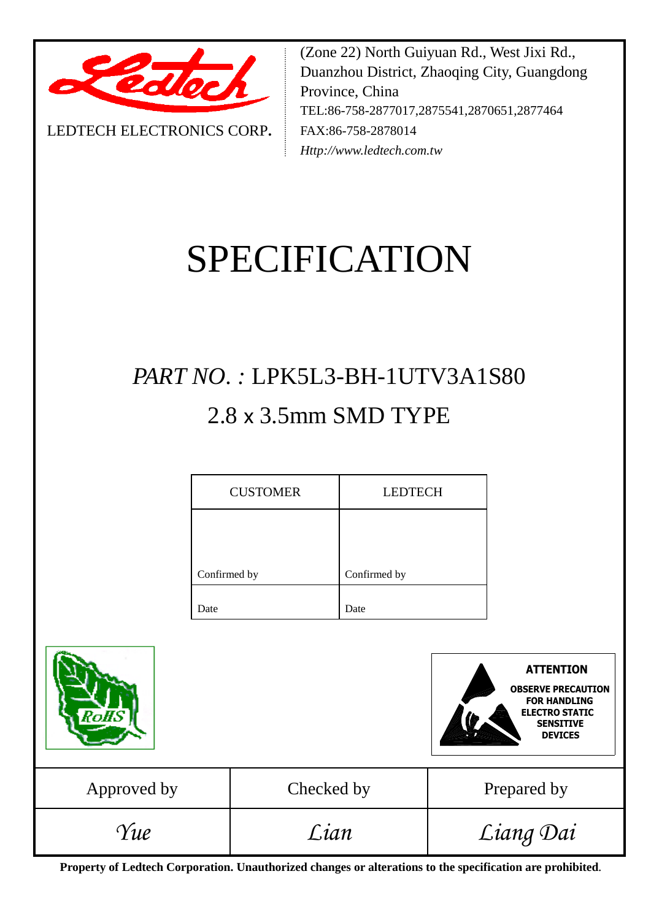LEDTECH ELECTRONICS CORP.

(Zone 22) North Guiyuan Rd., West Jixi Rd., Duanzhou District, Zhaoqing City, Guangdong Province, China
TEL:86-758-2877017,2875541,2870651,2877464
FAX:86-758-2878014
*Http://www.ledtech.com.tw*

# SPECIFICATION

## *PART NO. :* LPK5L3-BH-1UTV3A1S80

## 2.8 x 3.5mm SMD TYPE

| CUSTOMER | LEDTECH |
|---|---|
| Confirmed by | Confirmed by |
| Date | Date |

RoHS

**ATTENTION**
**OBSERVE PRECAUTION FOR HANDLING ELECTRO STATIC SENSITIVE DEVICES**

| Approved by | Checked by | Prepared by |
|---|---|---|
| *Yue* | *Lian* | *Liang Dai* |

**Property of Ledtech Corporation. Unauthorized changes or alterations to the specification are prohibited.**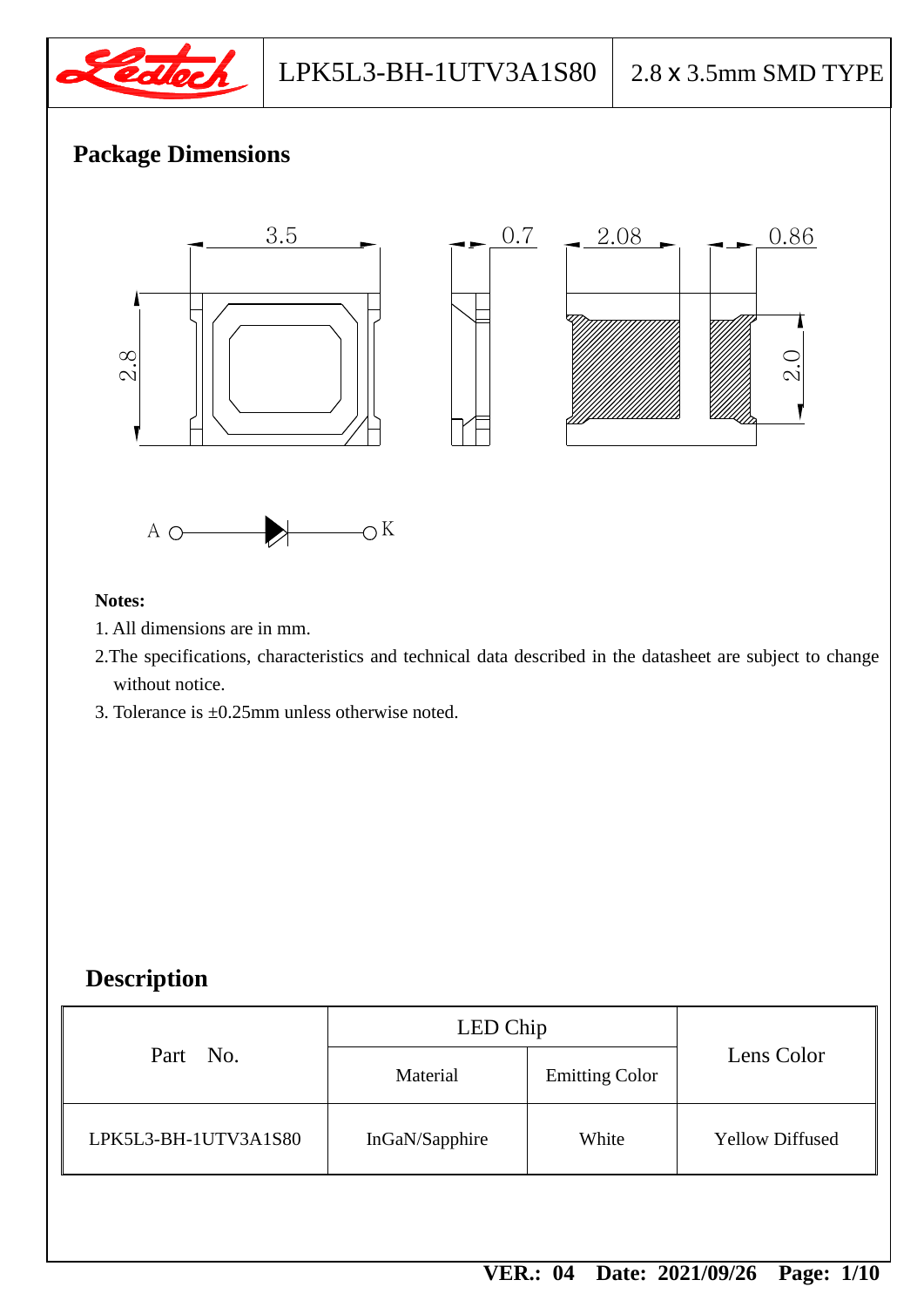## Package Dimensions

A ○——▶|——○ K

**Notes:**

1. All dimensions are in mm.
2. The specifications, characteristics and technical data described in the datasheet are subject to change without notice.
3. Tolerance is ±0.25mm unless otherwise noted.

## Description

| Part No. | LED Chip | | Lens Color |
|---|---|---|---|
| | Material | Emitting Color | |
| LPK5L3-BH-1UTV3A1S80 | InGaN/Sapphire | White | Yellow Diffused |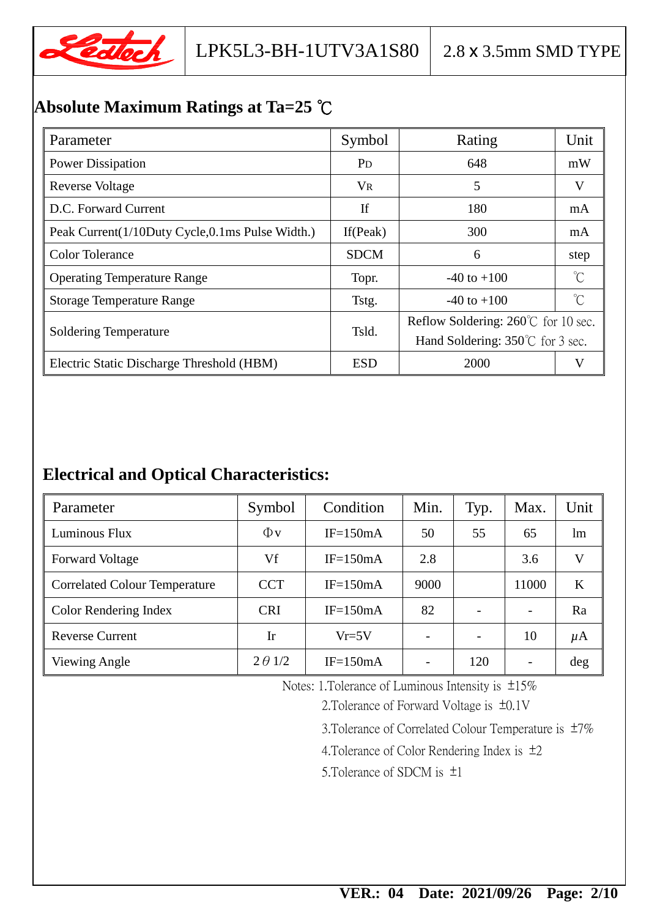## Absolute Maximum Ratings at Ta=25 ℃

| Parameter | Symbol | Rating | Unit |
|---|---|---|---|
| Power Dissipation | $P_D$ | 648 | mW |
| Reverse Voltage | $V_R$ | 5 | V |
| D.C. Forward Current | If | 180 | mA |
| Peak Current(1/10Duty Cycle,0.1ms Pulse Width.) | If(Peak) | 300 | mA |
| Color Tolerance | SDCM | 6 | step |
| Operating Temperature Range | Topr. | -40 to +100 | ℃ |
| Storage Temperature Range | Tstg. | -40 to +100 | ℃ |
| Soldering Temperature | Tsld. | Reflow Soldering: 260℃ for 10 sec. Hand Soldering: 350℃ for 3 sec. | |
| Electric Static Discharge Threshold (HBM) | ESD | 2000 | V |

## Electrical and Optical Characteristics:

| Parameter | Symbol | Condition | Min. | Typ. | Max. | Unit |
|---|---|---|---|---|---|---|
| Luminous Flux | Φv | IF=150mA | 50 | 55 | 65 | lm |
| Forward Voltage | Vf | IF=150mA | 2.8 | | 3.6 | V |
| Correlated Colour Temperature | CCT | IF=150mA | 9000 | | 11000 | K |
| Color Rendering Index | CRI | IF=150mA | 82 | - | - | Ra |
| Reverse Current | Ir | Vr=5V | - | - | 10 | μA |
| Viewing Angle | $2\theta 1/2$ | IF=150mA | - | 120 | - | deg |

Notes: 1.Tolerance of Luminous Intensity is ±15%

2.Tolerance of Forward Voltage is ±0.1V

3.Tolerance of Correlated Colour Temperature is ±7%

4.Tolerance of Color Rendering Index is ±2

5.Tolerance of SDCM is ±1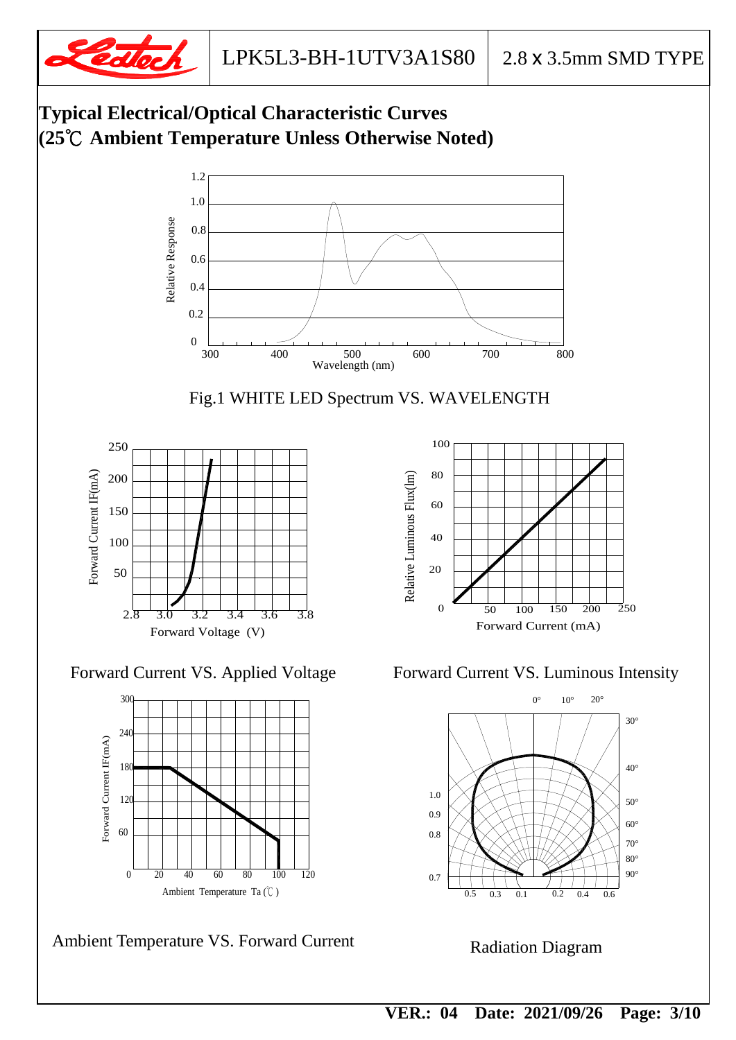## Typical Electrical/Optical Characteristic Curves
## (25℃ Ambient Temperature Unless Otherwise Noted)

Fig.1 WHITE LED Spectrum VS. WAVELENGTH

Forward Current VS. Applied Voltage

Forward Current VS. Luminous Intensity

Ambient Temperature VS. Forward Current

Radiation Diagram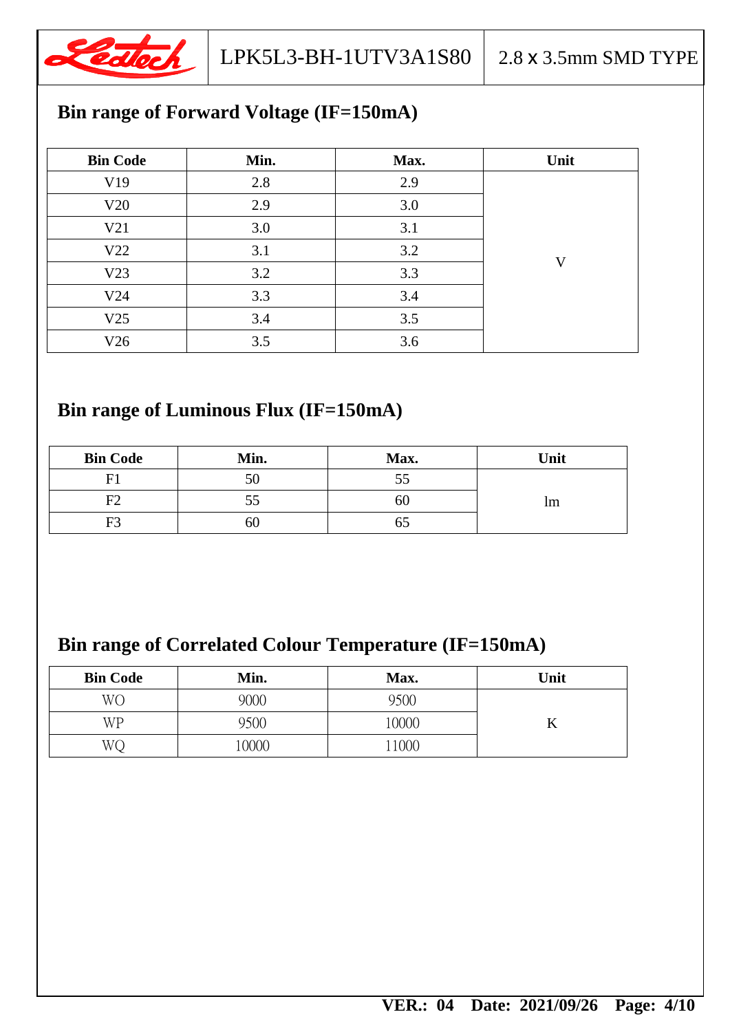## Bin range of Forward Voltage (IF=150mA)

| Bin Code | Min. | Max. | Unit |
|---|---|---|---|
| V19 | 2.8 | 2.9 | V |
| V20 | 2.9 | 3.0 | |
| V21 | 3.0 | 3.1 | |
| V22 | 3.1 | 3.2 | |
| V23 | 3.2 | 3.3 | |
| V24 | 3.3 | 3.4 | |
| V25 | 3.4 | 3.5 | |
| V26 | 3.5 | 3.6 | |

## Bin range of Luminous Flux (IF=150mA)

| Bin Code | Min. | Max. | Unit |
|---|---|---|---|
| F1 | 50 | 55 | lm |
| F2 | 55 | 60 | |
| F3 | 60 | 65 | |

## Bin range of Correlated Colour Temperature (IF=150mA)

| Bin Code | Min. | Max. | Unit |
|---|---|---|---|
| WO | 9000 | 9500 | K |
| WP | 9500 | 10000 | |
| WQ | 10000 | 11000 | |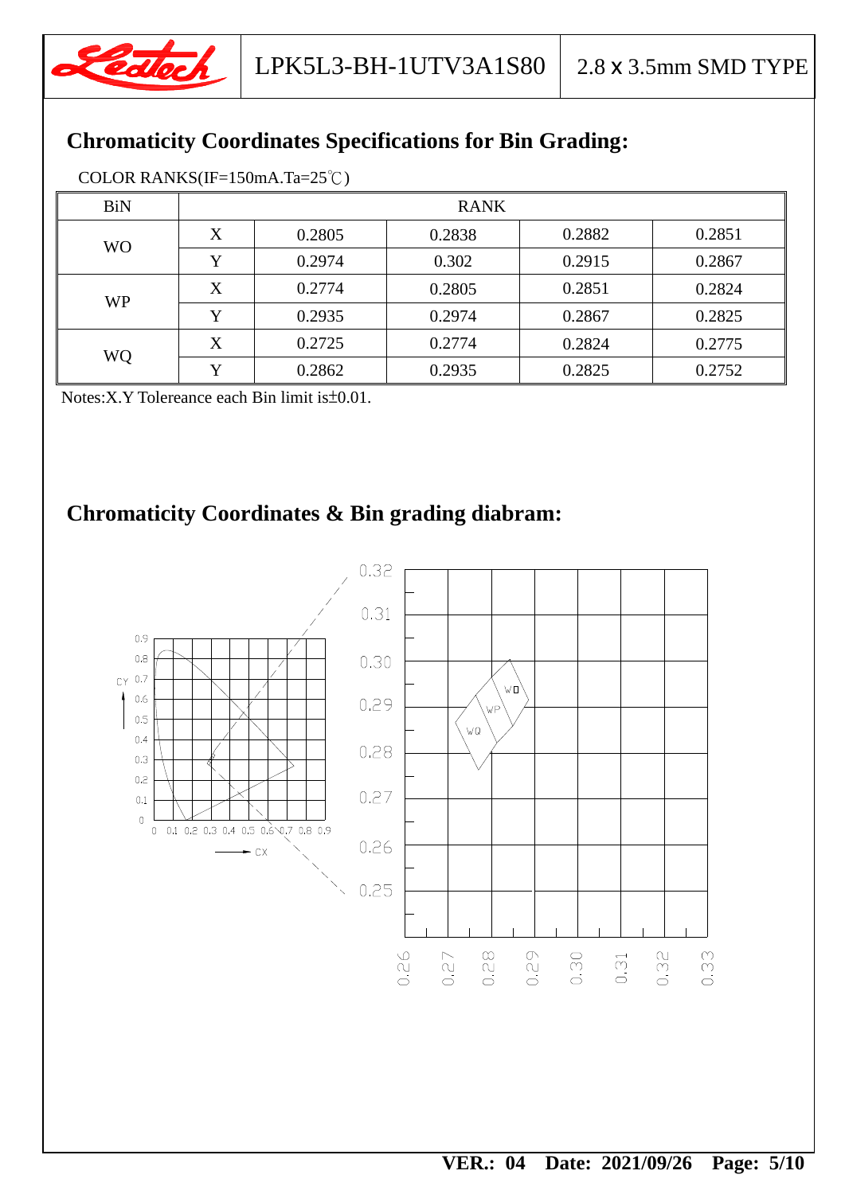## Chromaticity Coordinates Specifications for Bin Grading:

COLOR RANKS(IF=150mA.Ta=25℃)

| BiN | RANK | | | | |
|---|---|---|---|---|---|
| WO | X | 0.2805 | 0.2838 | 0.2882 | 0.2851 |
| | Y | 0.2974 | 0.302 | 0.2915 | 0.2867 |
| WP | X | 0.2774 | 0.2805 | 0.2851 | 0.2824 |
| | Y | 0.2935 | 0.2974 | 0.2867 | 0.2825 |
| WQ | X | 0.2725 | 0.2774 | 0.2824 | 0.2775 |
| | Y | 0.2862 | 0.2935 | 0.2825 | 0.2752 |

Notes:X.Y Tolereance each Bin limit is±0.01.

## Chromaticity Coordinates & Bin grading diabram: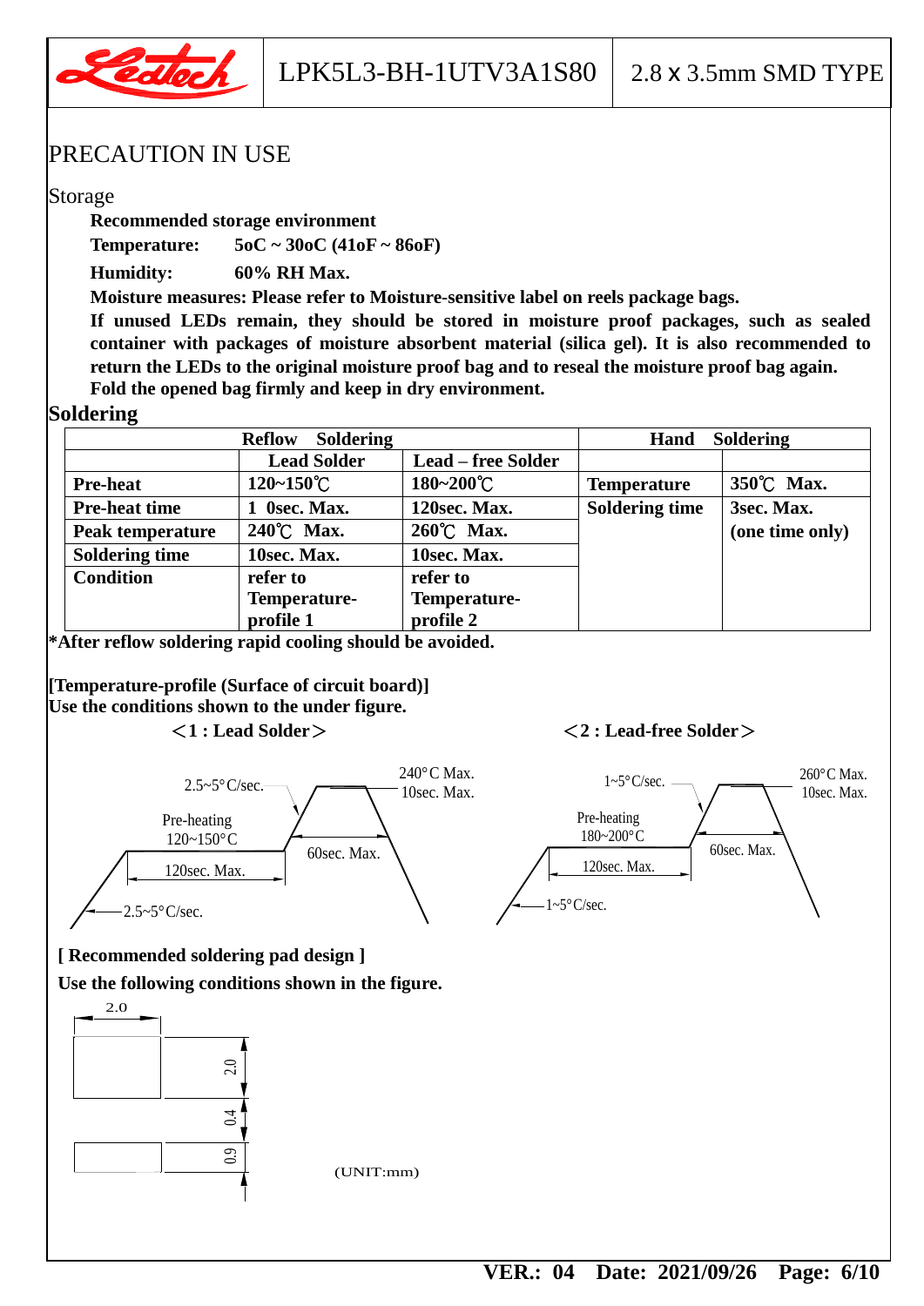# PRECAUTION IN USE

## Storage

**Recommended storage environment**

**Temperature:** **5oC ~ 30oC (41oF ~ 86oF)**

**Humidity:** **60% RH Max.**

**Moisture measures: Please refer to Moisture-sensitive label on reels package bags.**

**If unused LEDs remain, they should be stored in moisture proof packages, such as sealed container with packages of moisture absorbent material (silica gel). It is recommended to return the LEDs to the original moisture proof bag and to reseal the moisture proof bag again.**

**Fold the opened bag firmly and keep in dry environment.**

## Soldering

| Reflow Soldering | | | Hand Soldering | |
|---|---|---|---|---|
| | **Lead Solder** | **Lead – free Solder** | | |
| **Pre-heat** | **120~150℃** | **180~200℃** | **Temperature** | **350℃ Max.** |
| **Pre-heat time** | **1 0sec. Max.** | **120sec. Max.** | **Soldering time** | **3sec. Max. (one time only)** |
| **Peak temperature** | **240℃ Max.** | **260℃ Max.** | | |
| **Soldering time** | **10sec. Max.** | **10sec. Max.** | | |
| **Condition** | **refer to Temperature-profile 1** | **refer to Temperature-profile 2** | | |

**\*After reflow soldering rapid cooling should be avoided.**

**[Temperature-profile (Surface of circuit board)]**
**Use the conditions shown to the under figure.**

**＜1 : Lead Solder＞**

2.5~5°C/sec. — Pre-heating 120~150°C — 120sec. Max. — 240°C Max. 10sec. Max. — 60sec. Max. — 2.5~5°C/sec.

**＜2 : Lead-free Solder＞**

1~5°C/sec. — Pre-heating 180~200°C — 120sec. Max. — 260°C Max. 10sec. Max. — 60sec. Max. — 1~5°C/sec.

**[ Recommended soldering pad design ]**
**Use the following conditions shown in the figure.**

2.0 / 2.0 / 0.4 / 0.9

(UNIT:mm)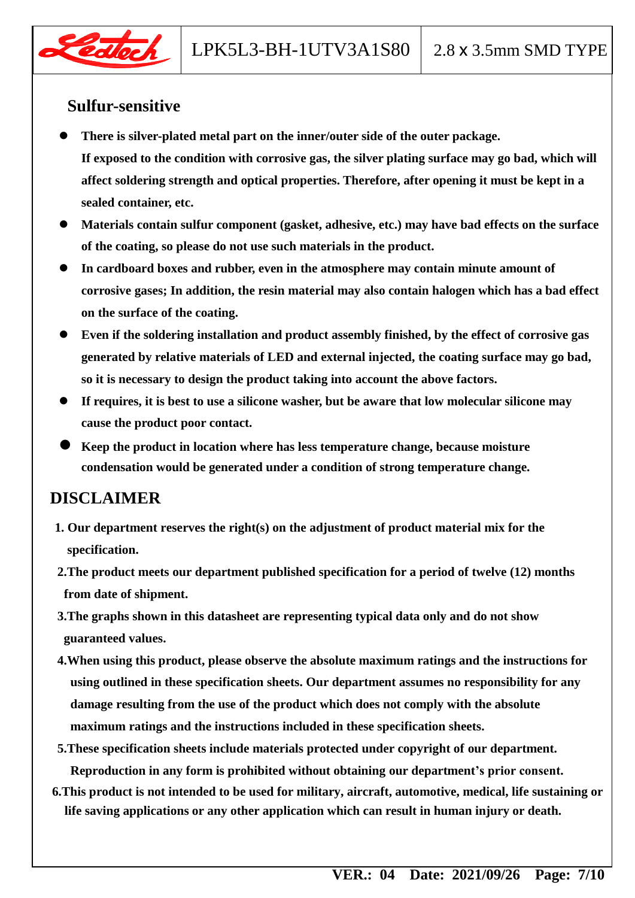## Sulfur-sensitive

- **There is silver-plated metal part on the inner/outer side of the outer package. If exposed to the condition with corrosive gas, the silver plating surface may go bad, which will affect soldering strength and optical properties. Therefore, after opening it must be kept in a sealed container, etc.**
- **Materials contain sulfur component (gasket, adhesive, etc.) may have bad effects on the surface of the coating, so please do not use such materials in the product.**
- **In cardboard boxes and rubber, even in the atmosphere may contain minute amount of corrosive gases; In addition, the resin material may also contain halogen which has a bad effect on the surface of the coating.**
- **Even if the soldering installation and product assembly finished, by the effect of corrosive gas generated by relative materials of LED and external injected, the coating surface may go bad, so it is necessary to design the product taking into account the above factors.**
- **If requires, it is best to use a silicone washer, but be aware that low molecular silicone may cause the product poor contact.**
- **Keep the product in location where has less temperature change, because moisture condensation would be generated under a condition of strong temperature change.**

## DISCLAIMER

1. **Our department reserves the right(s) on the adjustment of product material mix for the specification.**
2. **The product meets our department published specification for a period of twelve (12) months from date of shipment.**
3. **The graphs shown in this datasheet are representing typical data only and do not show guaranteed values.**
4. **When using this product, please observe the absolute maximum ratings and the instructions for using outlined in these specification sheets. Our department assumes no responsibility for any damage resulting from the use of the product which does not comply with the absolute maximum ratings and the instructions included in these specification sheets.**
5. **These specification sheets include materials protected under copyright of our department. Reproduction in any form is prohibited without obtaining our department's prior consent.**
6. **This product is not intended to be used for military, aircraft, automotive, medical, life sustaining or life saving applications or any other application which can result in human injury or death.**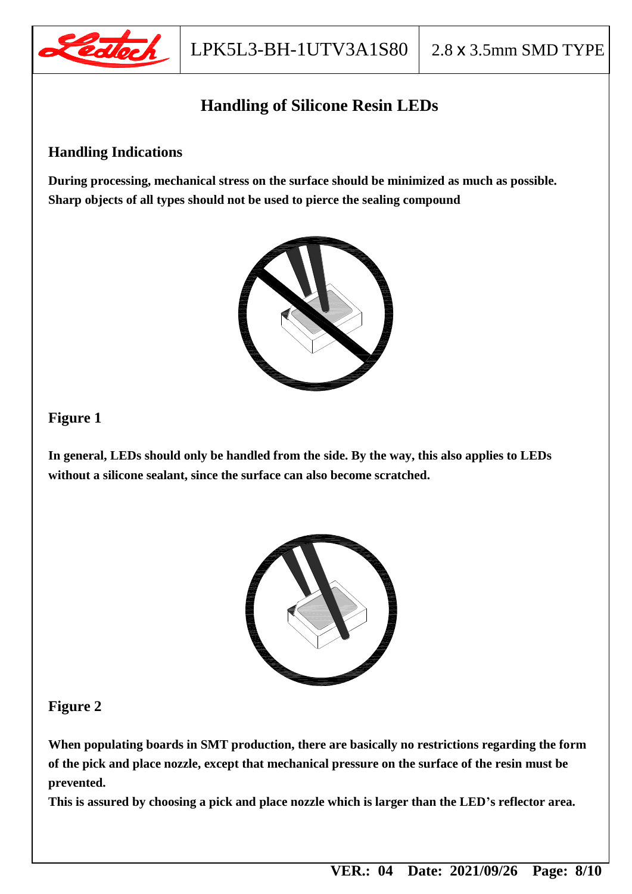# Handling of Silicone Resin LEDs

## Handling Indications

**During processing, mechanical stress on the surface should be minimized as much as possible. Sharp objects of all types should not be used to pierce the sealing compound**

**Figure 1**

**In general, LEDs should only be handled from the side. By the way, this also applies to LEDs without a silicone sealant, since the surface can also become scratched.**

**Figure 2**

**When populating boards in SMT production, there are basically no restrictions regarding the form of the pick and place nozzle, except that mechanical pressure on the surface of the resin must be prevented.**
**This is assured by choosing a pick and place nozzle which is larger than the LED's reflector area.**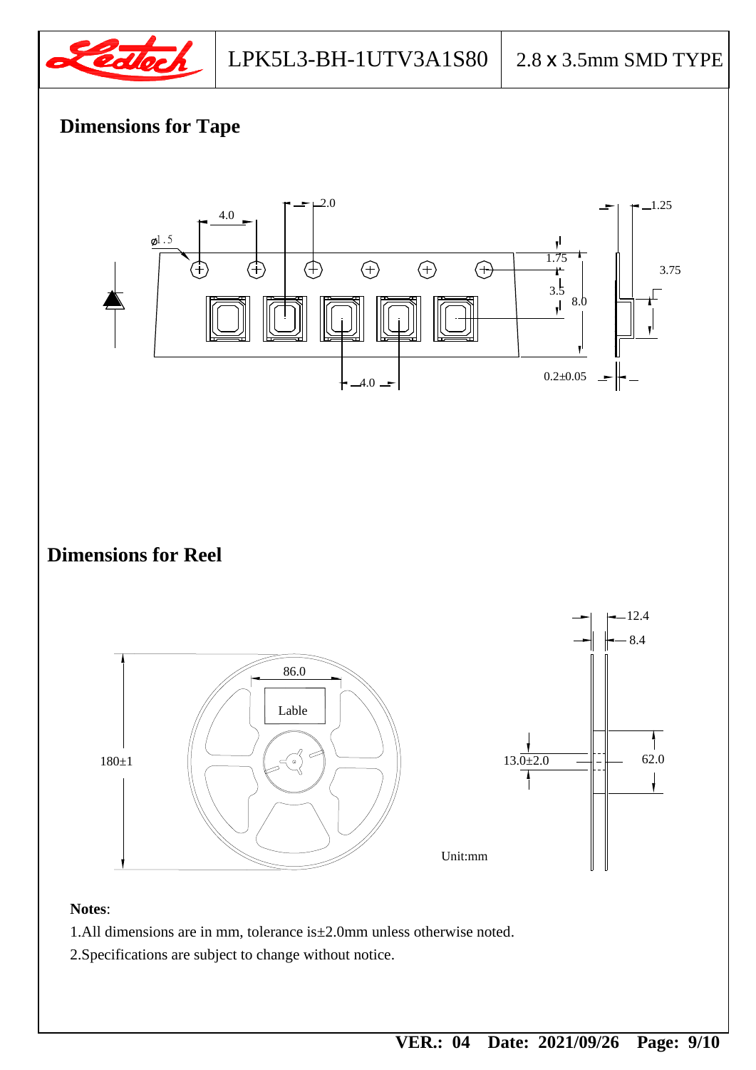## Dimensions for Tape

## Dimensions for Reel

Unit:mm

**Notes**:

1.All dimensions are in mm, tolerance is±2.0mm unless otherwise noted.

2.Specifications are subject to change without notice.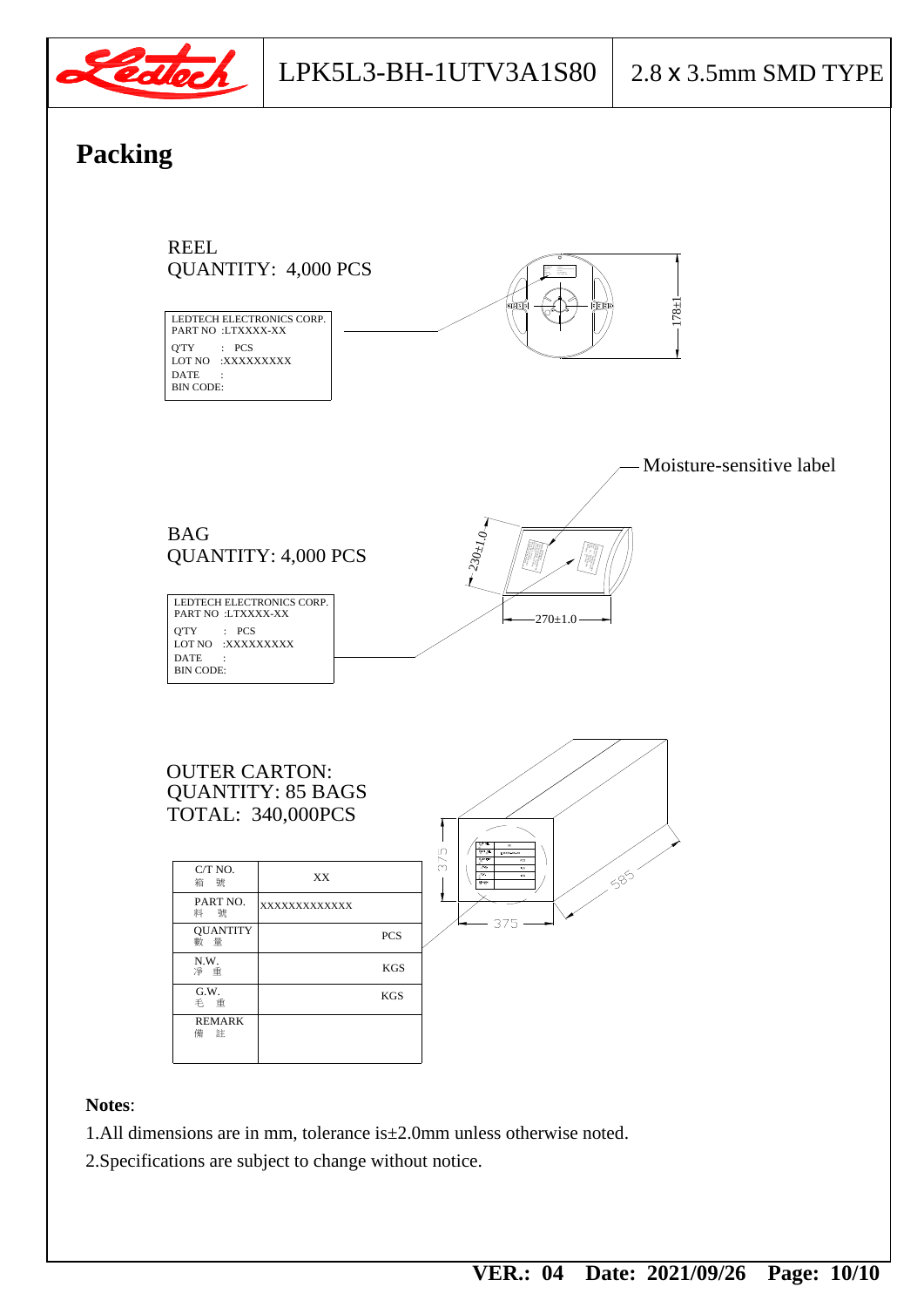## Packing

REEL
QUANTITY: 4,000 PCS

LEDTECH ELECTRONICS CORP.
PART NO :LTXXXX-XX
Q'TY : PCS
LOT NO :XXXXXXXXX
DATE :
BIN CODE:

178±1

Moisture-sensitive label

BAG
QUANTITY: 4,000 PCS

LEDTECH ELECTRONICS CORP.
PART NO :LTXXXX-XX
Q'TY : PCS
LOT NO :XXXXXXXXX
DATE :
BIN CODE:

230±1.0

270±1.0

OUTER CARTON:
QUANTITY: 85 BAGS
TOTAL: 340,000PCS

| | | |
|---|---|---|
| C/T NO. 箱 號 | XX | |
| PART NO. 料 號 | XXXXXXXXXXXXX | |
| QUANTITY 數 量 | | PCS |
| N.W. 淨 重 | | KGS |
| G.W. 毛 重 | | KGS |
| REMARK 備 註 | | |

375
375
585

**Notes**:

1.All dimensions are in mm, tolerance is±2.0mm unless otherwise noted.

2.Specifications are subject to change without notice.